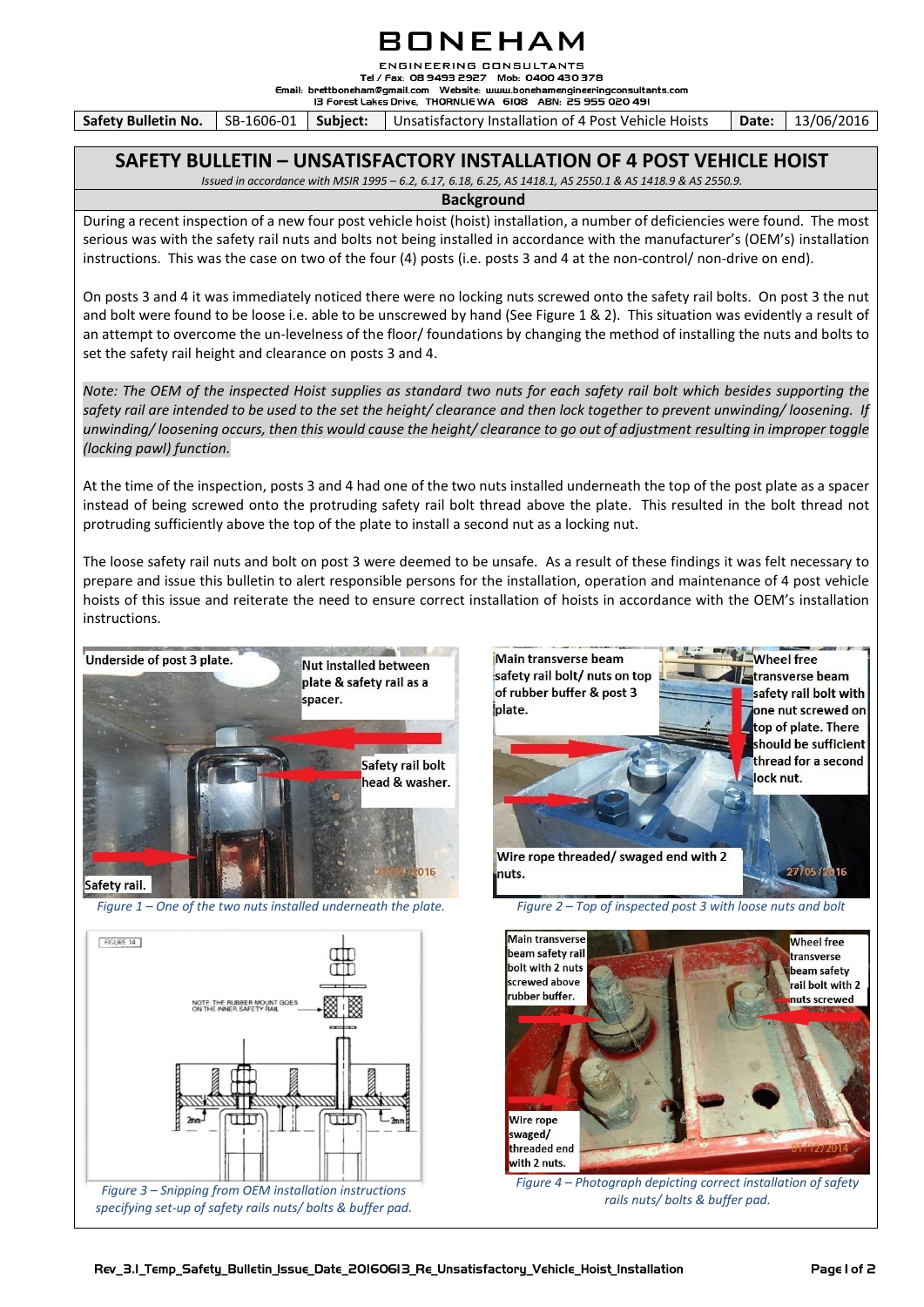# BONEHAM

ENGINEERING CONSULTANTS

Tel / Fax: 08 9493 2927 Mob: 0400 430 378

Email: brettboneham@gmail.com Website: www.bonehamengineeringconsultants.com

13 Forest Lakes Drive, THORNLIE WA 6108 ABN: 25 955 020 491

| Safety Bulletin No. | SB-1606-01 | Subject: | Unsatisfactory Installation of 4 Post Vehicle Hoists | Date: | 13/06/2016 |
|---|---|---|---|---|---|

## SAFETY BULLETIN – UNSATISFACTORY INSTALLATION OF 4 POST VEHICLE HOIST

*Issued in accordance with MSIR 1995 – 6.2, 6.17, 6.18, 6.25, AS 1418.1, AS 2550.1 & AS 1418.9 & AS 2550.9.*

### Background

During a recent inspection of a new four post vehicle hoist (hoist) installation, a number of deficiencies were found. The most serious was with the safety rail nuts and bolts not being installed in accordance with the manufacturer's (OEM's) installation instructions. This was the case on two of the four (4) posts (i.e. posts 3 and 4 at the non-control/ non-drive on end).

On posts 3 and 4 it was immediately noticed there were no locking nuts screwed onto the safety rail bolts. On post 3 the nut and bolt were found to be loose i.e. able to be unscrewed by hand (See Figure 1 & 2). This situation was evidently a result of an attempt to overcome the un-levelness of the floor/ foundations by changing the method of installing the nuts and bolts to set the safety rail height and clearance on posts 3 and 4.

*Note: The OEM of the inspected Hoist supplies as standard two nuts for each safety rail bolt which besides supporting the safety rail are intended to be used to the set the height/ clearance and then lock together to prevent unwinding/ loosening. If unwinding/ loosening occurs, then this would cause the height/ clearance to go out of adjustment resulting in improper toggle (locking pawl) function.*

At the time of the inspection, posts 3 and 4 had one of the two nuts installed underneath the top of the post plate as a spacer instead of being screwed onto the protruding safety rail bolt thread above the plate. This resulted in the bolt thread not protruding sufficiently above the top of the plate to install a second nut as a locking nut.

The loose safety rail nuts and bolt on post 3 were deemed to be unsafe. As a result of these findings it was felt necessary to prepare and issue this bulletin to alert responsible persons for the installation, operation and maintenance of 4 post vehicle hoists of this issue and reiterate the need to ensure correct installation of hoists in accordance with the OEM's installation instructions.

Underside of post 3 plate. Nut installed between plate & safety rail as a spacer. Safety rail bolt head & washer. Safety rail.

*Figure 1 – One of the two nuts installed underneath the plate.*

Main transverse beam safety rail bolt/ nuts on top of rubber buffer & post 3 plate. Wheel free transverse beam safety rail bolt with one nut screwed on top of plate. There should be sufficient thread for a second lock nut. Wire rope threaded/ swaged end with 2 nuts.

*Figure 2 – Top of inspected post 3 with loose nuts and bolt*

FIGURE 14. NOTE: THE RUBBER MOUNT GOES ON THE INNER SAFETY RAIL. 2mm 2mm

*Figure 3 – Snipping from OEM installation instructions specifying set-up of safety rails nuts/ bolts & buffer pad.*

Main transverse beam safety rail bolt with 2 nuts screwed above rubber buffer. Wheel free transverse beam safety rail bolt with 2 nuts screwed. Wire rope swaged/ threaded end with 2 nuts.

*Figure 4 – Photograph depicting correct installation of safety rails nuts/ bolts & buffer pad.*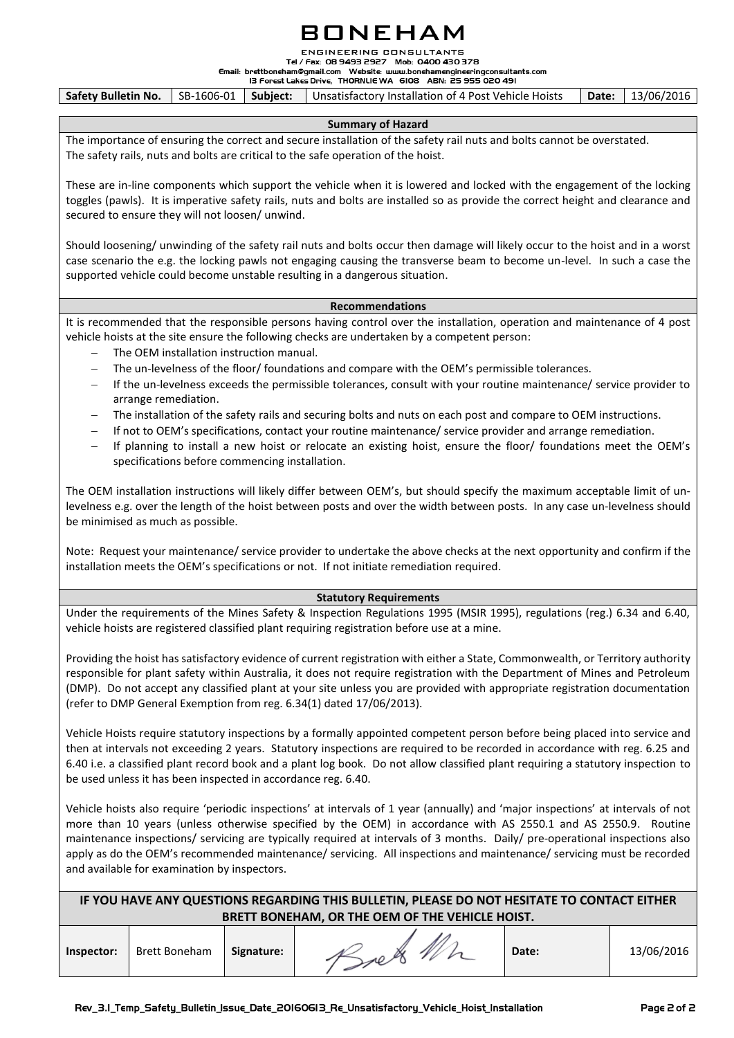# BONEHAM

ENGINEERING CONSULTANTS

Tel / Fax: 08 9493 2927 Mob: 0400 430 378

Email: brettboneham@gmail.com Website: www.bonehamengineeringconsultants.com

13 Forest Lakes Drive, THORNLIE WA 6108 ABN: 25 955 020 491

| Safety Bulletin No. | SB-1606-01 | Subject: | Unsatisfactory Installation of 4 Post Vehicle Hoists | Date: | 13/06/2016 |
|---|---|---|---|---|---|

## Summary of Hazard

The importance of ensuring the correct and secure installation of the safety rail nuts and bolts cannot be overstated. The safety rails, nuts and bolts are critical to the safe operation of the hoist.

These are in-line components which support the vehicle when it is lowered and locked with the engagement of the locking toggles (pawls). It is imperative safety rails, nuts and bolts are installed so as provide the correct height and clearance and secured to ensure they will not loosen/ unwind.

Should loosening/ unwinding of the safety rail nuts and bolts occur then damage will likely occur to the hoist and in a worst case scenario the e.g. the locking pawls not engaging causing the transverse beam to become un-level. In such a case the supported vehicle could become unstable resulting in a dangerous situation.

## Recommendations

It is recommended that the responsible persons having control over the installation, operation and maintenance of 4 post vehicle hoists at the site ensure the following checks are undertaken by a competent person:

- The OEM installation instruction manual.
- The un-levelness of the floor/ foundations and compare with the OEM's permissible tolerances.
- If the un-levelness exceeds the permissible tolerances, consult with your routine maintenance/ service provider to arrange remediation.
- The installation of the safety rails and securing bolts and nuts on each post and compare to OEM instructions.
- If not to OEM's specifications, contact your routine maintenance/ service provider and arrange remediation.
- If planning to install a new hoist or relocate an existing hoist, ensure the floor/ foundations meet the OEM's specifications before commencing installation.

The OEM installation instructions will likely differ between OEM's, but should specify the maximum acceptable limit of un-levelness e.g. over the length of the hoist between posts and over the width between posts. In any case un-levelness should be minimised as much as possible.

Note: Request your maintenance/ service provider to undertake the above checks at the next opportunity and confirm if the installation meets the OEM's specifications or not. If not initiate remediation required.

## Statutory Requirements

Under the requirements of the Mines Safety & Inspection Regulations 1995 (MSIR 1995), regulations (reg.) 6.34 and 6.40, vehicle hoists are registered classified plant requiring registration before use at a mine.

Providing the hoist has satisfactory evidence of current registration with either a State, Commonwealth, or Territory authority responsible for plant safety within Australia, it does not require registration with the Department of Mines and Petroleum (DMP). Do not accept any classified plant at your site unless you are provided with appropriate registration documentation (refer to DMP General Exemption from reg. 6.34(1) dated 17/06/2013).

Vehicle Hoists require statutory inspections by a formally appointed competent person before being placed into service and then at intervals not exceeding 2 years. Statutory inspections are required to be recorded in accordance with reg. 6.25 and 6.40 i.e. a classified plant record book and a plant log book. Do not allow classified plant requiring a statutory inspection to be used unless it has been inspected in accordance reg. 6.40.

Vehicle hoists also require 'periodic inspections' at intervals of 1 year (annually) and 'major inspections' at intervals of not more than 10 years (unless otherwise specified by the OEM) in accordance with AS 2550.1 and AS 2550.9. Routine maintenance inspections/ servicing are typically required at intervals of 3 months. Daily/ pre-operational inspections also apply as do the OEM's recommended maintenance/ servicing. All inspections and maintenance/ servicing must be recorded and available for examination by inspectors.

**IF YOU HAVE ANY QUESTIONS REGARDING THIS BULLETIN, PLEASE DO NOT HESITATE TO CONTACT EITHER BRETT BONEHAM, OR THE OEM OF THE VEHICLE HOIST.**

| Inspector: | Brett Boneham | Signature: | | Date: | 13/06/2016 |
|---|---|---|---|---|---|

Rev_3.1_Temp_Safety_Bulletin_Issue_Date_20160613_Re_Unsatisfactory_Vehicle_Hoist_Installation